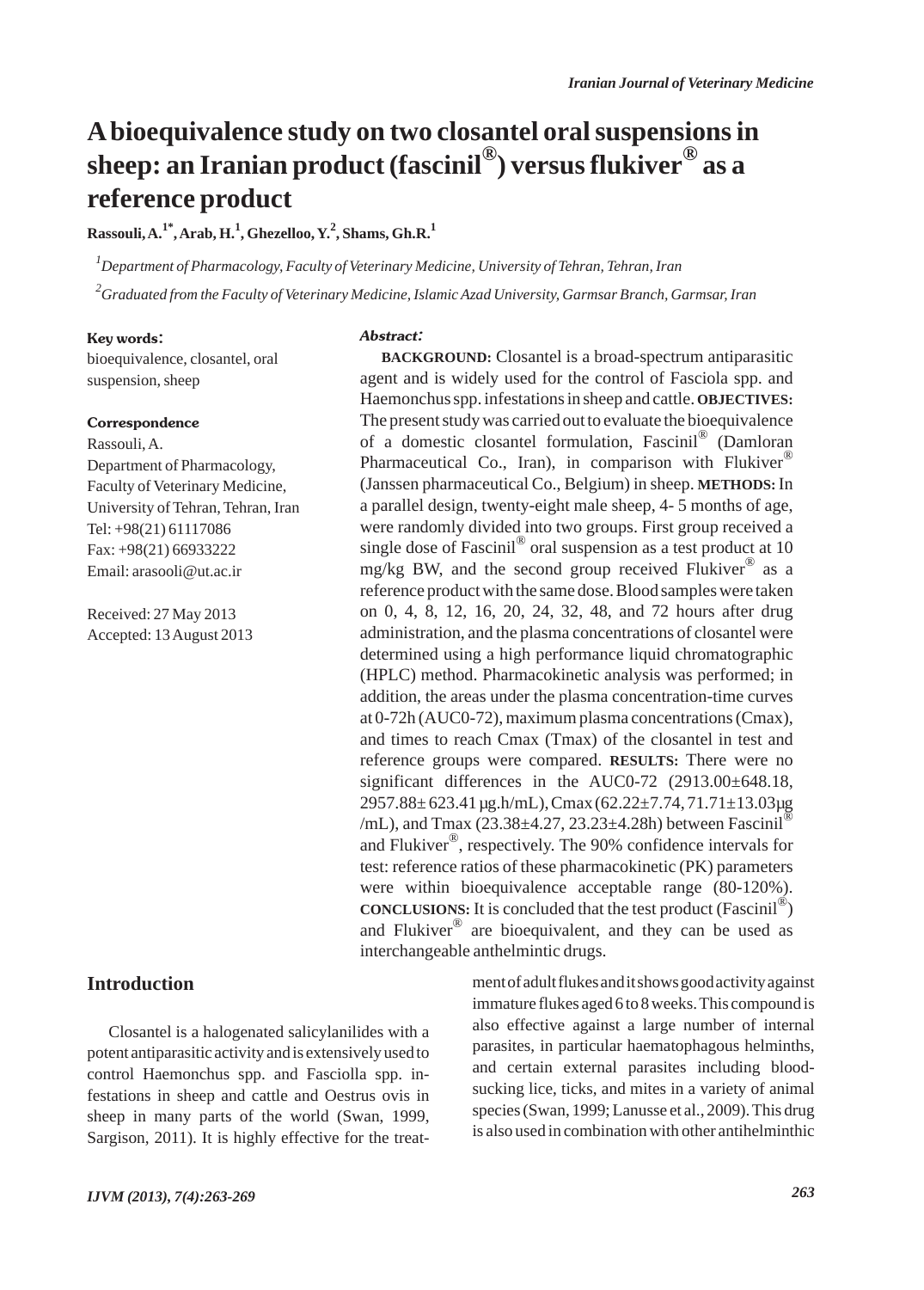# A bioequivalence study on two closantel oral suspensions in sheep: an Iranian product (fascinil®) versus flukiver® as a reference product

**Rassouli, A.[1*], Arab, H.[1], Ghezelloo, Y.[2], Shams, Gh.R.[1]**

[1]*Department of Pharmacology, Faculty of Veterinary Medicine, University of Tehran, Tehran, Iran*

[2]*Graduated from the Faculty of Veterinary Medicine, Islamic Azad University, Garmsar Branch, Garmsar, Iran*

**Key words:**

bioequivalence, closantel, oral suspension, sheep

**Correspondence**

Rassouli, A.
Department of Pharmacology, Faculty of Veterinary Medicine, University of Tehran, Tehran, Iran
Tel: +98(21) 61117086
Fax: +98(21) 66933222
Email: arasooli@ut.ac.ir

Received: 27 May 2013
Accepted: 13 August 2013

***Abstract:***

**BACKGROUND:** Closantel is a broad-spectrum antiparasitic agent and is widely used for the control of Fasciola spp. and Haemonchus spp. infestations in sheep and cattle. **OBJECTIVES:** The present study was carried out to evaluate the bioequivalence of a domestic closantel formulation, Fascinil® (Damloran Pharmaceutical Co., Iran), in comparison with Flukiver® (Janssen pharmaceutical Co., Belgium) in sheep. **METHODS:** In a parallel design, twenty-eight male sheep, 4- 5 months of age, were randomly divided into two groups. First group received a single dose of Fascinil® oral suspension as a test product at 10 mg/kg BW, and the second group received Flukiver® as a reference product with the same dose. Blood samples were taken on 0, 4, 8, 12, 16, 20, 24, 32, 48, and 72 hours after drug administration, and the plasma concentrations of closantel were determined using a high performance liquid chromatographic (HPLC) method. Pharmacokinetic analysis was performed; in addition, the areas under the plasma concentration-time curves at 0-72h (AUC0-72), maximum plasma concentrations (Cmax), and times to reach Cmax (Tmax) of the closantel in test and reference groups were compared. **RESULTS:** There were no significant differences in the AUC0-72 (2913.00±648.18, 2957.88± 623.41 µg.h/mL), Cmax (62.22±7.74, 71.71±13.03µg /mL), and Tmax (23.38±4.27, 23.23±4.28h) between Fascinil® and Flukiver®, respectively. The 90% confidence intervals for test: reference ratios of these pharmacokinetic (PK) parameters were within bioequivalence acceptable range (80-120%). **CONCLUSIONS:** It is concluded that the test product (Fascinil®) and Flukiver® are bioequivalent, and they can be used as interchangeable anthelmintic drugs.

## Introduction

Closantel is a halogenated salicylanilides with a potent antiparasitic activity and is extensively used to control Haemonchus spp. and Fasciolla spp. infestations in sheep and cattle and Oestrus ovis in sheep in many parts of the world (Swan, 1999, Sargison, 2011). It is highly effective for the treatment of adult flukes and it shows good activity against immature flukes aged 6 to 8 weeks. This compound is also effective against a large number of internal parasites, in particular haematophagous helminths, and certain external parasites including blood-sucking lice, ticks, and mites in a variety of animal species (Swan, 1999; Lanusse et al., 2009). This drug is also used in combination with other antihelminthic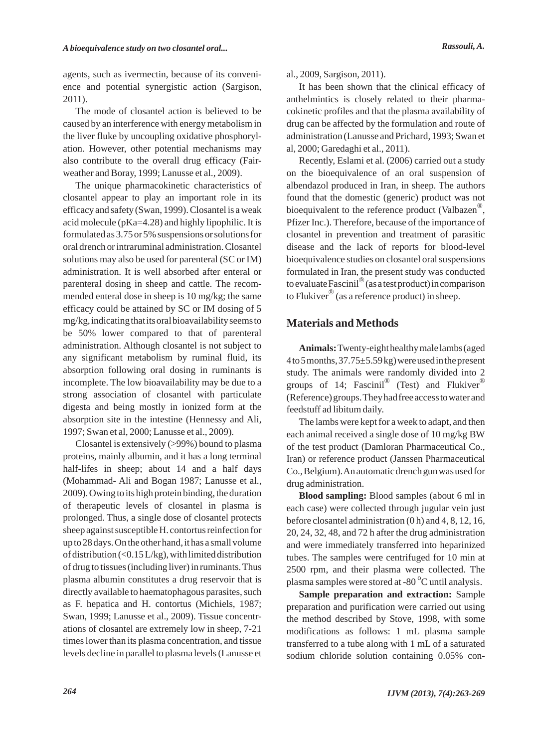agents, such as ivermectin, because of its convenience and potential synergistic action (Sargison, 2011).

The mode of closantel action is believed to be caused by an interference with energy metabolism in the liver fluke by uncoupling oxidative phosphorylation. However, other potential mechanisms may also contribute to the overall drug efficacy (Fairweather and Boray, 1999; Lanusse et al., 2009).

The unique pharmacokinetic characteristics of closantel appear to play an important role in its efficacy and safety (Swan, 1999). Closantel is a weak acid molecule (pKa=4.28) and highly lipophilic. It is formulated as 3.75 or 5% suspensions or solutions for oral drench or intraruminal administration. Closantel solutions may also be used for parenteral (SC or IM) administration. It is well absorbed after enteral or parenteral dosing in sheep and cattle. The recommended enteral dose in sheep is 10 mg/kg; the same efficacy could be attained by SC or IM dosing of 5 mg/kg, indicating that its oral bioavailability seems to be 50% lower compared to that of parenteral administration. Although closantel is not subject to any significant metabolism by ruminal fluid, its absorption following oral dosing in ruminants is incomplete. The low bioavailability may be due to a strong association of closantel with particulate digesta and being mostly in ionized form at the absorption site in the intestine (Hennessy and Ali, 1997; Swan et al, 2000; Lanusse et al., 2009).

Closantel is extensively (>99%) bound to plasma proteins, mainly albumin, and it has a long terminal half-lifes in sheep; about 14 and a half days (Mohammad- Ali and Bogan 1987; Lanusse et al., 2009). Owing to its high protein binding, the duration of therapeutic levels of closantel in plasma is prolonged. Thus, a single dose of closantel protects sheep against susceptible H. contortus reinfection for up to 28 days. On the other hand, it has a small volume of distribution (<0.15 L/kg), with limited distribution of drug to tissues (including liver) in ruminants. Thus plasma albumin constitutes a drug reservoir that is directly available to haematophagous parasites, such as F. hepatica and H. contortus (Michiels, 1987; Swan, 1999; Lanusse et al., 2009). Tissue concentrations of closantel are extremely low in sheep, 7-21 times lower than its plasma concentration, and tissue levels decline in parallel to plasma levels (Lanusse et al., 2009, Sargison, 2011).

It has been shown that the clinical efficacy of anthelmintics is closely related to their pharmacokinetic profiles and that the plasma availability of drug can be affected by the formulation and route of administration (Lanusse and Prichard, 1993; Swan et al, 2000; Garedaghi et al., 2011).

Recently, Eslami et al. (2006) carried out a study on the bioequivalence of an oral suspension of albendazol produced in Iran, in sheep. The authors found that the domestic (generic) product was not bioequivalent to the reference product (Valbazen®, Pfizer Inc.). Therefore, because of the importance of closantel in prevention and treatment of parasitic disease and the lack of reports for blood-level bioequivalence studies on closantel oral suspensions formulated in Iran, the present study was conducted to evaluate Fascinil® (as a test product) in comparison to Flukiver® (as a reference product) in sheep.

## Materials and Methods

**Animals:** Twenty-eight healthy male lambs (aged 4 to 5 months, 37.75±5.59 kg) were used in the present study. The animals were randomly divided into 2 groups of 14; Fascinil® (Test) and Flukiver® (Reference) groups. They had free access to water and feedstuff ad libitum daily.

The lambs were kept for a week to adapt, and then each animal received a single dose of 10 mg/kg BW of the test product (Damloran Pharmaceutical Co., Iran) or reference product (Janssen Pharmaceutical Co., Belgium). An automatic drench gun was used for drug administration.

**Blood sampling:** Blood samples (about 6 ml in each case) were collected through jugular vein just before closantel administration (0 h) and 4, 8, 12, 16, 20, 24, 32, 48, and 72 h after the drug administration and were immediately transferred into heparinized tubes. The samples were centrifuged for 10 min at 2500 rpm, and their plasma were collected. The plasma samples were stored at -80 °C until analysis.

**Sample preparation and extraction:** Sample preparation and purification were carried out using the method described by Stove, 1998, with some modifications as follows: 1 mL plasma sample transferred to a tube along with 1 mL of a saturated sodium chloride solution containing 0.05% con-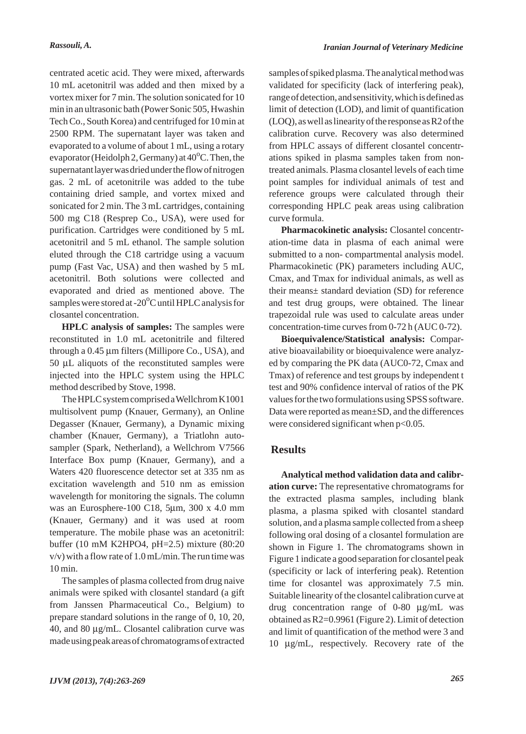centrated acetic acid. They were mixed, afterwards 10 mL acetonitril was added and then mixed by a vortex mixer for 7 min. The solution sonicated for 10 min in an ultrasonic bath (Power Sonic 505, Hwashin Tech Co., South Korea) and centrifuged for 10 min at 2500 RPM. The supernatant layer was taken and evaporated to a volume of about 1 mL, using a rotary evaporator (Heidolph 2, Germany) at $40^{o}$C. Then, the supernatant layer was dried under the flow of nitrogen gas. 2 mL of acetonitrile was added to the tube containing dried sample, and vortex mixed and sonicated for 2 min. The 3 mL cartridges, containing 500 mg C18 (Resprep Co., USA), were used for purification. Cartridges were conditioned by 5 mL acetonitril and 5 mL ethanol. The sample solution eluted through the C18 cartridge using a vacuum pump (Fast Vac, USA) and then washed by 5 mL acetonitril. Both solutions were collected and evaporated and dried as mentioned above. The samples were stored at $-20^{o}$C until HPLC analysis for closantel concentration.

**HPLC analysis of samples:** The samples were reconstituted in 1.0 mL acetonitrile and filtered through a 0.45 µm filters (Millipore Co., USA), and 50 µL aliquots of the reconstituted samples were injected into the HPLC system using the HPLC method described by Stove, 1998.

The HPLC system comprised a Wellchrom K1001 multisolvent pump (Knauer, Germany), an Online Degasser (Knauer, Germany), a Dynamic mixing chamber (Knauer, Germany), a Triatlohn auto-sampler (Spark, Netherland), a Wellchrom V7566 Interface Box pump (Knauer, Germany), and a Waters 420 fluorescence detector set at 335 nm as excitation wavelength and 510 nm as emission wavelength for monitoring the signals. The column was an Eurosphere-100 C18, 5µm, 300 x 4.0 mm (Knauer, Germany) and it was used at room temperature. The mobile phase was an acetonitril: buffer (10 mM $K_2HPO_4$, pH=2.5) mixture (80:20 v/v) with a flow rate of 1.0 mL/min. The run time was 10 min.

The samples of plasma collected from drug naive animals were spiked with closantel standard (a gift from Janssen Pharmaceutical Co., Belgium) to prepare standard solutions in the range of 0, 10, 20, 40, and 80 µg/mL. Closantel calibration curve was made using peak areas of chromatograms of extracted samples of spiked plasma. The analytical method was validated for specificity (lack of interfering peak), range of detection, and sensitivity, which is defined as limit of detection (LOD), and limit of quantification (LOQ), as well as linearity of the response as $R^2$ of the calibration curve. Recovery was also determined from HPLC assays of different closantel concentrations spiked in plasma samples taken from non-treated animals. Plasma closantel levels of each time point samples for individual animals of test and reference groups were calculated through their corresponding HPLC peak areas using calibration curve formula.

**Pharmacokinetic analysis:** Closantel concentration-time data in plasma of each animal were submitted to a non- compartmental analysis model. Pharmacokinetic (PK) parameters including AUC, Cmax, and Tmax for individual animals, as well as their means± standard deviation (SD) for reference and test drug groups, were obtained. The linear trapezoidal rule was used to calculate areas under concentration-time curves from 0-72 h (AUC 0-72).

**Bioequivalence/Statistical analysis:** Comparative bioavailability or bioequivalence were analyzed by comparing the PK data (AUC0-72, Cmax and Tmax) of reference and test groups by independent t test and 90% confidence interval of ratios of the PK values for the two formulations using SPSS software. Data were reported as mean±SD, and the differences were considered significant when $p<0.05$.

## Results

**Analytical method validation data and calibration curve:** The representative chromatograms for the extracted plasma samples, including blank plasma, a plasma spiked with closantel standard solution, and a plasma sample collected from a sheep following oral dosing of a closantel formulation are shown in Figure 1. The chromatograms shown in Figure 1 indicate a good separation for closantel peak (specificity or lack of interfering peak). Retention time for closantel was approximately 7.5 min. Suitable linearity of the closantel calibration curve at drug concentration range of 0-80 µg/mL was obtained as $R^2$=0.9961 (Figure 2). Limit of detection and limit of quantification of the method were 3 and 10 µg/mL, respectively. Recovery rate of the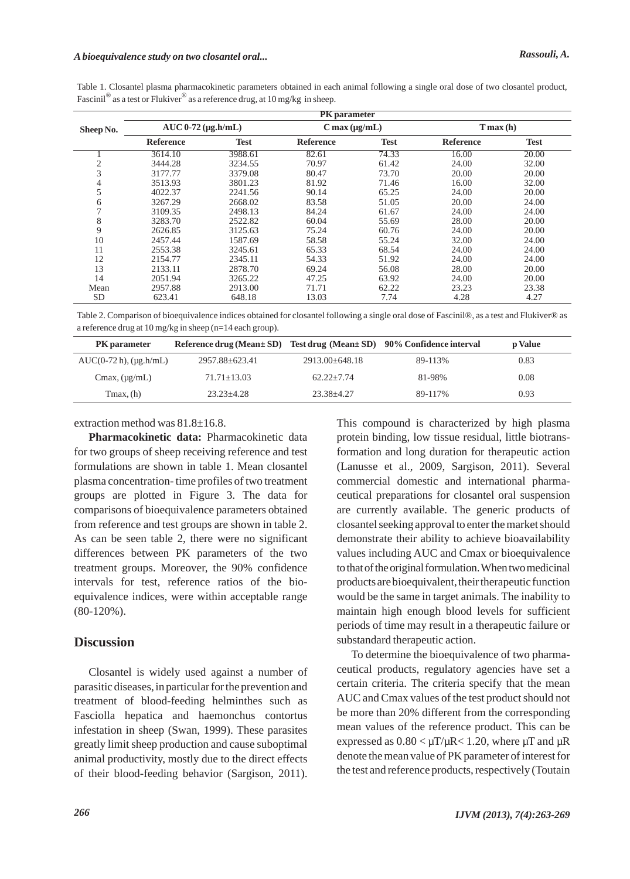Table 1. Closantel plasma pharmacokinetic parameters obtained in each animal following a single oral dose of two closantel product, Fascinil® as a test or Flukiver® as a reference drug, at 10 mg/kg in sheep.

| Sheep No. | AUC 0-72 (µg.h/mL) | | C max (µg/mL) | | T max (h) | |
|---|---|---|---|---|---|---|
| | Reference | Test | Reference | Test | Reference | Test |
| 1 | 3614.10 | 3988.61 | 82.61 | 74.33 | 16.00 | 20.00 |
| 2 | 3444.28 | 3234.55 | 70.97 | 61.42 | 24.00 | 32.00 |
| 3 | 3177.77 | 3379.08 | 80.47 | 73.70 | 20.00 | 20.00 |
| 4 | 3513.93 | 3801.23 | 81.92 | 71.46 | 16.00 | 32.00 |
| 5 | 4022.37 | 2241.56 | 90.14 | 65.25 | 24.00 | 20.00 |
| 6 | 3267.29 | 2668.02 | 83.58 | 51.05 | 20.00 | 24.00 |
| 7 | 3109.35 | 2498.13 | 84.24 | 61.67 | 24.00 | 24.00 |
| 8 | 3283.70 | 2522.82 | 60.04 | 55.69 | 28.00 | 20.00 |
| 9 | 2626.85 | 3125.63 | 75.24 | 60.76 | 24.00 | 20.00 |
| 10 | 2457.44 | 1587.69 | 58.58 | 55.24 | 32.00 | 24.00 |
| 11 | 2553.38 | 3245.61 | 65.33 | 68.54 | 24.00 | 24.00 |
| 12 | 2154.77 | 2345.11 | 54.33 | 51.92 | 24.00 | 24.00 |
| 13 | 2133.11 | 2878.70 | 69.24 | 56.08 | 28.00 | 20.00 |
| 14 | 2051.94 | 3265.22 | 47.25 | 63.92 | 24.00 | 20.00 |
| Mean | 2957.88 | 2913.00 | 71.71 | 62.22 | 23.23 | 23.38 |
| SD | 623.41 | 648.18 | 13.03 | 7.74 | 4.28 | 4.27 |

Table 2. Comparison of bioequivalence indices obtained for closantel following a single oral dose of Fascinil®, as a test and Flukiver® as a reference drug at 10 mg/kg in sheep (n=14 each group).

| PK parameter | Reference drug (Mean± SD) | Test drug (Mean± SD) | 90% Confidence interval | p Value |
|---|---|---|---|---|
| AUC(0-72 h), (µg.h/mL) | 2957.88±623.41 | 2913.00±648.18 | 89-113% | 0.83 |
| Cmax, (µg/mL) | 71.71±13.03 | 62.22±7.74 | 81-98% | 0.08 |
| Tmax, (h) | 23.23±4.28 | 23.38±4.27 | 89-117% | 0.93 |

extraction method was 81.8±16.8.

**Pharmacokinetic data:** Pharmacokinetic data for two groups of sheep receiving reference and test formulations are shown in table 1. Mean closantel plasma concentration- time profiles of two treatment groups are plotted in Figure 3. The data for comparisons of bioequivalence parameters obtained from reference and test groups are shown in table 2. As can be seen table 2, there were no significant differences between PK parameters of the two treatment groups. Moreover, the 90% confidence intervals for test, reference ratios of the bio-equivalence indices, were within acceptable range (80-120%).

## Discussion

Closantel is widely used against a number of parasitic diseases, in particular for the prevention and treatment of blood-feeding helminthes such as Fasciolla hepatica and haemonchus contortus infestation in sheep (Swan, 1999). These parasites greatly limit sheep production and cause suboptimal animal productivity, mostly due to the direct effects of their blood-feeding behavior (Sargison, 2011). This compound is characterized by high plasma protein binding, low tissue residual, little biotrans-formation and long duration for therapeutic action (Lanusse et al., 2009, Sargison, 2011). Several commercial domestic and international pharma-ceutical preparations for closantel oral suspension are currently available. The generic products of closantel seeking approval to enter the market should demonstrate their ability to achieve bioavailability values including AUC and Cmax or bioequivalence to that of the original formulation. When two medicinal products are bioequivalent, their therapeutic function would be the same in target animals. The inability to maintain high enough blood levels for sufficient periods of time may result in a therapeutic failure or substandard therapeutic action.

To determine the bioequivalence of two pharma-ceutical products, regulatory agencies have set a certain criteria. The criteria specify that the mean AUC and Cmax values of the test product should not be more than 20% different from the corresponding mean values of the reference product. This can be expressed as $0.80 < \mu T/\mu R < 1.20$, where µT and µR denote the mean value of PK parameter of interest for the test and reference products, respectively (Toutain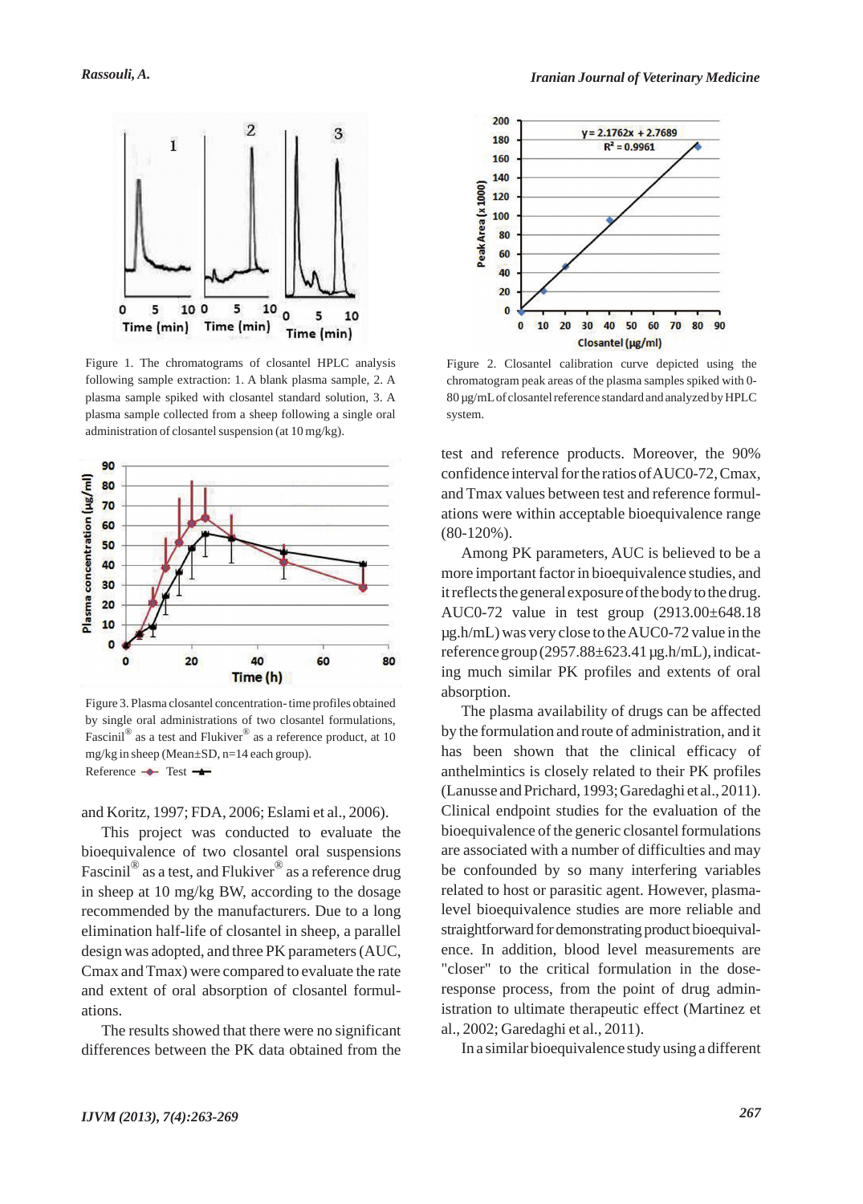Figure 1. The chromatograms of closantel HPLC analysis following sample extraction: 1. A blank plasma sample, 2. A plasma sample spiked with closantel standard solution, 3. A plasma sample collected from a sheep following a single oral administration of closantel suspension (at 10 mg/kg).

Figure 2. Closantel calibration curve depicted using the chromatogram peak areas of the plasma samples spiked with 0-80 µg/mL of closantel reference standard and analyzed by HPLC system.

Figure 3. Plasma closantel concentration-time profiles obtained by single oral administrations of two closantel formulations, Fascinil® as a test and Flukiver® as a reference product, at 10 mg/kg in sheep (Mean±SD, n=14 each group).
Reference Test

and Koritz, 1997; FDA, 2006; Eslami et al., 2006).

This project was conducted to evaluate the bioequivalence of two closantel oral suspensions Fascinil® as a test, and Flukiver® as a reference drug in sheep at 10 mg/kg BW, according to the dosage recommended by the manufacturers. Due to a long elimination half-life of closantel in sheep, a parallel design was adopted, and three PK parameters (AUC, Cmax and Tmax) were compared to evaluate the rate and extent of oral absorption of closantel formulations.

The results showed that there were no significant differences between the PK data obtained from the test and reference products. Moreover, the 90% confidence interval for the ratios of AUC0-72, Cmax, and Tmax values between test and reference formulations were within acceptable bioequivalence range (80-120%).

Among PK parameters, AUC is believed to be a more important factor in bioequivalence studies, and it reflects the general exposure of the body to the drug. AUC0-72 value in test group (2913.00±648.18 µg.h/mL) was very close to the AUC0-72 value in the reference group (2957.88±623.41 µg.h/mL), indicating much similar PK profiles and extents of oral absorption.

The plasma availability of drugs can be affected by the formulation and route of administration, and it has been shown that the clinical efficacy of anthelmintics is closely related to their PK profiles (Lanusse and Prichard, 1993; Garedaghi et al., 2011). Clinical endpoint studies for the evaluation of the bioequivalence of the generic closantel formulations are associated with a number of difficulties and may be confounded by so many interfering variables related to host or parasitic agent. However, plasma-level bioequivalence studies are more reliable and straightforward for demonstrating product bioequivalence. In addition, blood level measurements are "closer" to the critical formulation in the dose-response process, from the point of drug administration to ultimate therapeutic effect (Martinez et al., 2002; Garedaghi et al., 2011).

In a similar bioequivalence study using a different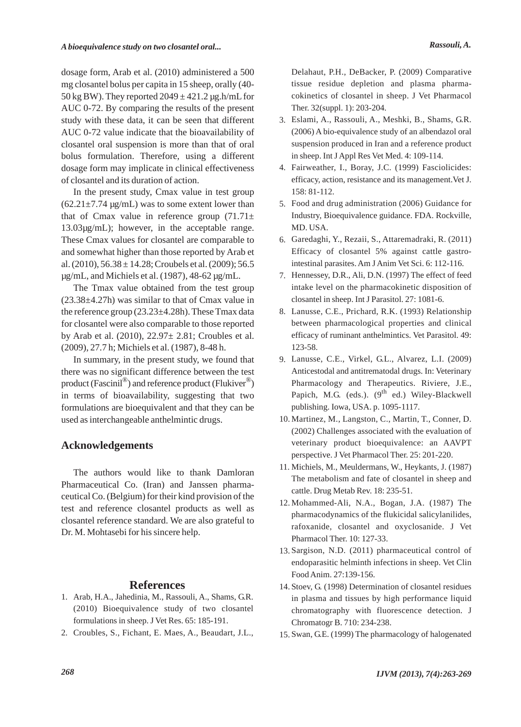dosage form, Arab et al. (2010) administered a 500 mg closantel bolus per capita in 15 sheep, orally (40-50 kg BW). They reported 2049 ± 421.2 µg.h/mL for AUC 0-72. By comparing the results of the present study with these data, it can be seen that different AUC 0-72 value indicate that the bioavailability of closantel oral suspension is more than that of oral bolus formulation. Therefore, using a different dosage form may implicate in clinical effectiveness of closantel and its duration of action.

In the present study, Cmax value in test group (62.21±7.74 µg/mL) was to some extent lower than that of Cmax value in reference group (71.71± 13.03µg/mL); however, in the acceptable range. These Cmax values for closantel are comparable to and somewhat higher than those reported by Arab et al. (2010), 56.38 ± 14.28; Croubels et al. (2009); 56.5 µg/mL, and Michiels et al. (1987), 48-62 µg/mL.

The Tmax value obtained from the test group (23.38±4.27h) was similar to that of Cmax value in the reference group (23.23±4.28h). These Tmax data for closantel were also comparable to those reported by Arab et al. (2010), 22.97± 2.81; Croubles et al. (2009), 27.7 h; Michiels et al. (1987), 8-48 h.

In summary, in the present study, we found that there was no significant difference between the test product (Fascinil®) and reference product (Flukiver®) in terms of bioavailability, suggesting that two formulations are bioequivalent and that they can be used as interchangeable anthelmintic drugs.

## Acknowledgements

The authors would like to thank Damloran Pharmaceutical Co. (Iran) and Janssen pharmaceutical Co. (Belgium) for their kind provision of the test and reference closantel products as well as closantel reference standard. We are also grateful to Dr. M. Mohtasebi for his sincere help.

## References

1. Arab, H.A., Jahedinia, M., Rassouli, A., Shams, G.R. (2010) Bioequivalence study of two closantel formulations in sheep. J Vet Res. 65: 185-191.
2. Croubles, S., Fichant, E. Maes, A., Beaudart, J.L., Delahaut, P.H., DeBacker, P. (2009) Comparative tissue residue depletion and plasma pharmacokinetics of closantel in sheep. J Vet Pharmacol Ther. 32(suppl. 1): 203-204.
3. Eslami, A., Rassouli, A., Meshki, B., Shams, G.R. (2006) A bio-equivalence study of an albendazol oral suspension produced in Iran and a reference product in sheep. Int J Appl Res Vet Med. 4: 109-114.
4. Fairweather, I., Boray, J.C. (1999) Fasciolicides: efficacy, action, resistance and its management.Vet J. 158: 81-112.
5. Food and drug administration (2006) Guidance for Industry, Bioequivalence guidance. FDA. Rockville, MD. USA.
6. Garedaghi, Y., Rezaii, S., Attaremadraki, R. (2011) Efficacy of closantel 5% against cattle gastro-intestinal parasites. Am J Anim Vet Sci. 6: 112-116.
7. Hennessey, D.R., Ali, D.N. (1997) The effect of feed intake level on the pharmacokinetic disposition of closantel in sheep. Int J Parasitol. 27: 1081-6.
8. Lanusse, C.E., Prichard, R.K. (1993) Relationship between pharmacological properties and clinical efficacy of ruminant anthelmintics. Vet Parasitol. 49: 123-58.
9. Lanusse, C.E., Virkel, G.L., Alvarez, L.I. (2009) Anticestodal and antitrematodal drugs. In: Veterinary Pharmacology and Therapeutics. Riviere, J.E., Papich, M.G. (eds.). (9th ed.) Wiley-Blackwell publishing. Iowa, USA. p. 1095-1117.
10. Martinez, M., Langston, C., Martin, T., Conner, D. (2002) Challenges associated with the evaluation of veterinary product bioequivalence: an AAVPT perspective. J Vet Pharmacol Ther. 25: 201-220.
11. Michiels, M., Meuldermans, W., Heykants, J. (1987) The metabolism and fate of closantel in sheep and cattle. Drug Metab Rev. 18: 235-51.
12. Mohammed-Ali, N.A., Bogan, J.A. (1987) The pharmacodynamics of the flukicidal salicylanilides, rafoxanide, closantel and oxyclosanide. J Vet Pharmacol Ther. 10: 127-33.
13. Sargison, N.D. (2011) pharmaceutical control of endoparasitic helminth infections in sheep. Vet Clin Food Anim. 27:139-156.
14. Stoev, G. (1998) Determination of closantel residues in plasma and tissues by high performance liquid chromatography with fluorescence detection. J Chromatogr B. 710: 234-238.
15. Swan, G.E. (1999) The pharmacology of halogenated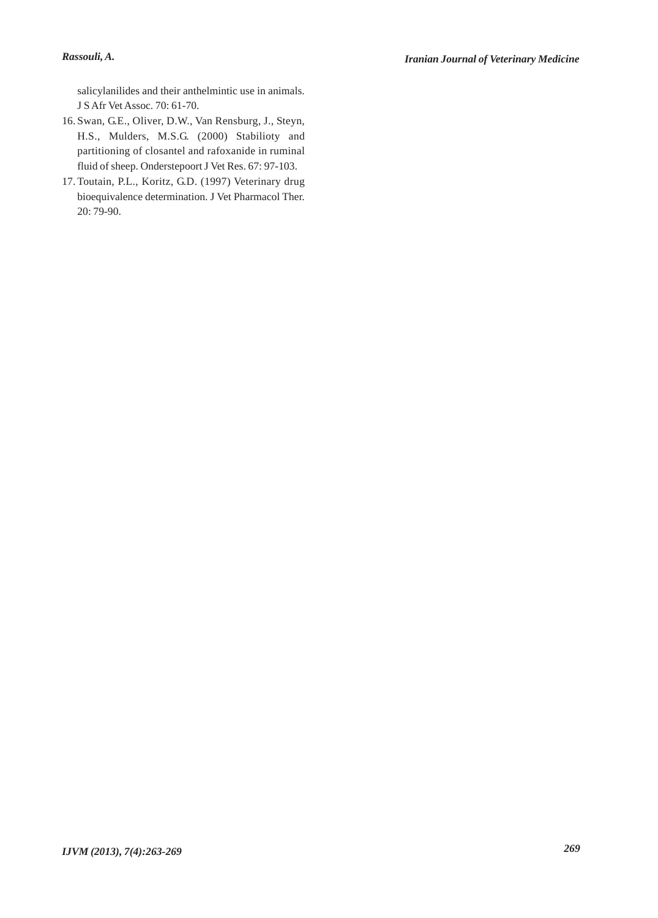salicylanilides and their anthelmintic use in animals. J S Afr Vet Assoc. 70: 61-70.

16. Swan, G.E., Oliver, D.W., Van Rensburg, J., Steyn, H.S., Mulders, M.S.G. (2000) Stabilioty and partitioning of closantel and rafoxanide in ruminal fluid of sheep. Onderstepoort J Vet Res. 67: 97-103.
17. Toutain, P.L., Koritz, G.D. (1997) Veterinary drug bioequivalence determination. J Vet Pharmacol Ther. 20: 79-90.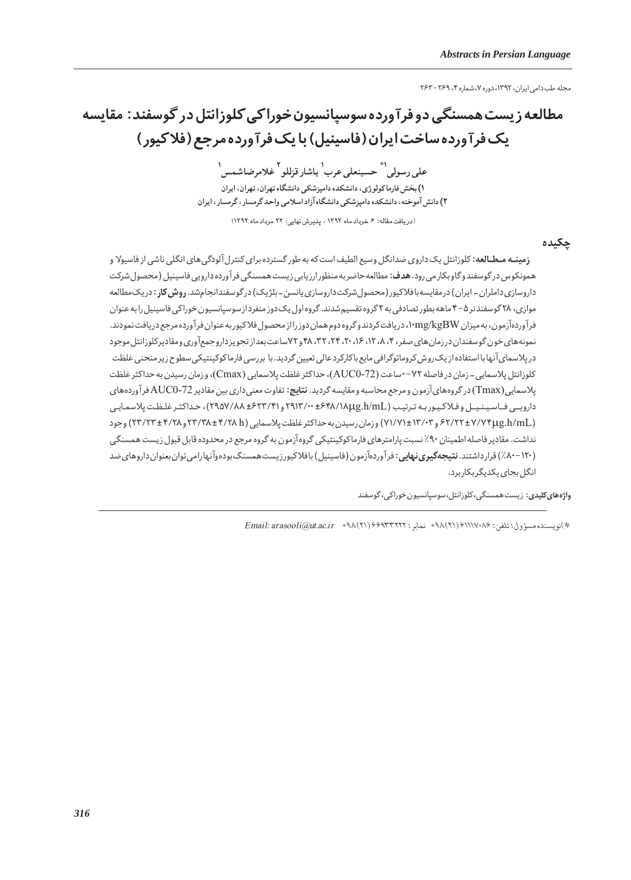# مطالعه زیست همسنگی دو فرآورده سوسپانسیون خوراکی کلوزانتل در گوسفند: مقایسه یک فرآورده ساخت ایران (فاسینیل) با یک فرآورده مرجع (فلاکیور)

علی رسولی[1*] حسینعلی عرب[1] یاشار قزللو[2] غلامرضا شمس[1]

۱) بخش فارماکولوژی، دانشکده دامپزشکی دانشگاه تهران، تهران، ایران

۲) دانش آموخته، دانشکده دامپزشکی دانشگاه آزاد اسلامی واحد گرمسار، گرمسار، ایران

(دریافت مقاله: ۶ خرداد ماه ۱۳۹۲ ، پذیرش نهایی: ۲۲ مرداد ماه ۱۳۹۲)

## چکیده

**زمینه مطالعه:** کلوزانتل یک داروی ضدانگل وسیع الطیف است که به طور گسترده برای کنترل آلودگی های انگلی ناشی از فاسیولا و همونکوس در گوسفند و گاو بکار می رود. **هدف:** مطالعه حاضر به منظور ارزیابی زیست همسنگی فرآورده دارویی فاسینیل (محصول شرکت داروسازی داملران- ایران) در مقایسه با فلاکیور (محصول شرکت داروسازی یانسن- بلژیک) در گوسفند انجام شد. **روش کار:** در یک مطالعه موازی، ۲۸ گوسفند نر ۵-۴ ماهه بطور تصادفی به ۲ گروه تقسیم شدند. گروه اول یک دوز منفرد از سوسپانسیون خوراکی فاسینیل را به عنوان فرآورده آزمون، به میزان ۱۰mg/kgBW، دریافت کردند و گروه دوم همان دوز را از محصول فلاکیور به عنوان فرآورده مرجع دریافت نمودند. نمونه های خون گوسفندان در زمان های صفر، ۴، ۸، ۱۲، ۱۶، ۲۰، ۲۴، ۳۲، ۴۸ و ۷۲ ساعت بعد از تجویز دارو جمع آوری و مقادیر کلوزانتل موجود در پلاسمای آنها با استفاده از یک روش کروماتوگرافی مایع با کارکرد عالی تعیین گردید. با بررسی فارماکوکینتیکی سطوح زیر منحنی غلظت کلوزانتل پلاسمایی- زمان در فاصله ۷۲-۰ ساعت (AUC0-72)، حداکثر غلظت پلاسمایی (Cmax)، و زمان رسیدن به حداکثر غلظت پلاسمایی (Tmax) در گروه های آزمون و مرجع محاسبه و مقایسه گردید. **نتایج:** تفاوت معنی داری بین مقادیر AUC0-72 فرآورده های دارویی فاسینیل و فلاکیور به ترتیب (۶۴۸/۱۸μg.h/mL± ۲۹۱۳/۰۰ و ۶۲۳/۴۱± ۲۹۵۷/۸۸)، حداکثر غلظت پلاسمایی (۷/۷۴μg.h/mL± ۶۲/۲۲ و ۱۳/۰۳± ۷۱/۷۱) و زمان رسیدن به حداکثر غلظت پلاسمایی (۴/۲۸ h± ۲۳/۳۸ و ۴/۲۸± ۲۳/۲۳) وجود نداشت. مقادیر فاصله اطمینان ۹۰٪ نسبت پارامترهای فارماکوکینتیکی گروه آزمون به گروه مرجع در محدوده قابل قبول زیست همسنگی (۱۲۰-۸۰٪) قرار داشتند. **نتیجه‌گیری نهایی:** فرآورده آزمون (فاسینیل) با فلاکیور زیست همسنگ بوده و آنها را می توان بعنوان داروهای ضد انگل بجای یکدیگر بکار برد.

**واژه های کلیدی:** زیست همسنگی، کلوزانتل، سوسپانسیون خوراکی، گوسفند

*) نویسنده مسؤول: تلفن: ۶۱۱۱۷۰۸۶ (۲۱) ۹۸+ نمابر: ۶۶۹۳۳۲۲۲ (۲۱) ۹۸+ Email: arasooli@ut.ac.ir